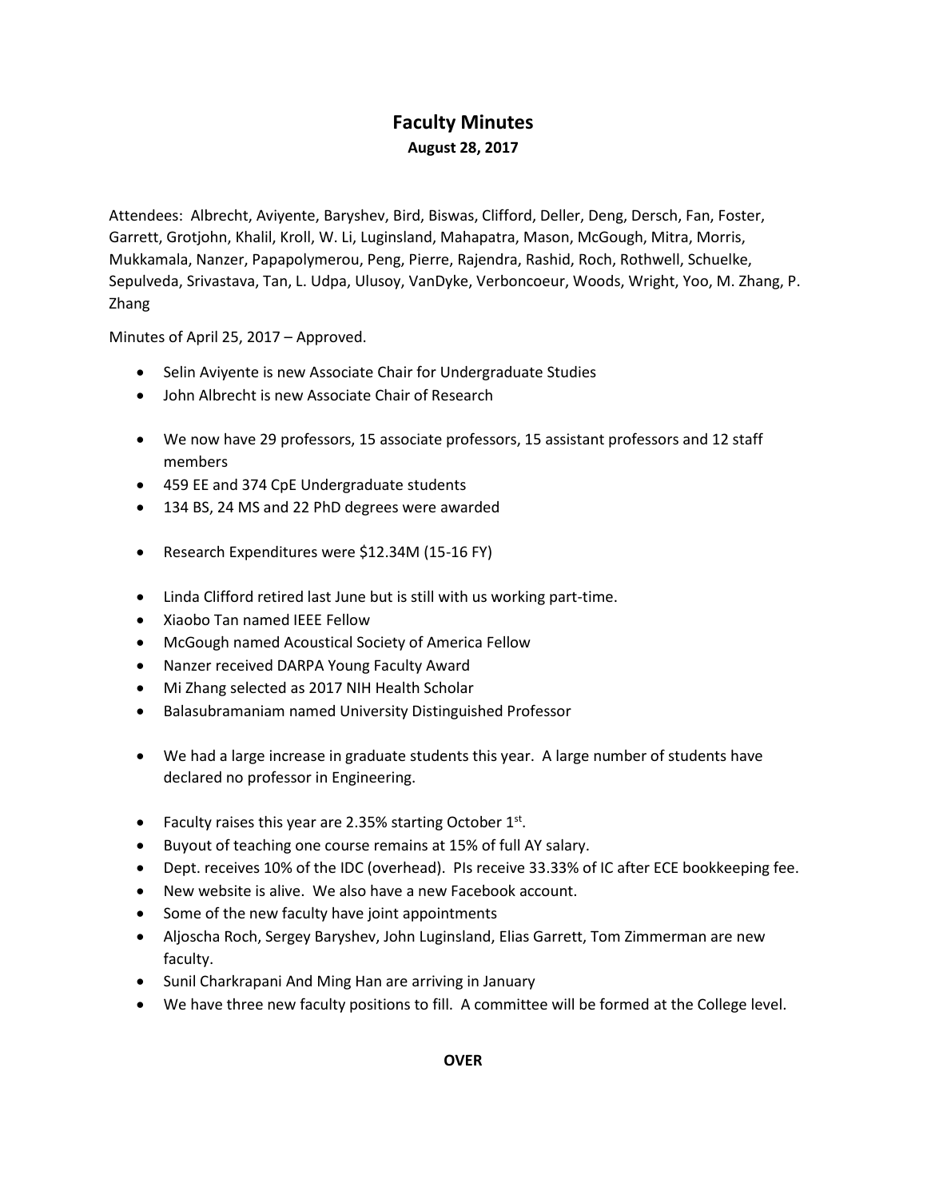# Faculty Minutes

**August 28, 2017**

Attendees: Albrecht, Aviyente, Baryshev, Bird, Biswas, Clifford, Deller, Deng, Dersch, Fan, Foster, Garrett, Grotjohn, Khalil, Kroll, W. Li, Luginsland, Mahapatra, Mason, McGough, Mitra, Morris, Mukkamala, Nanzer, Papapolymerou, Peng, Pierre, Rajendra, Rashid, Roch, Rothwell, Schuelke, Sepulveda, Srivastava, Tan, L. Udpa, Ulusoy, VanDyke, Verboncoeur, Woods, Wright, Yoo, M. Zhang, P. Zhang

Minutes of April 25, 2017 – Approved.

- Selin Aviyente is new Associate Chair for Undergraduate Studies
- John Albrecht is new Associate Chair of Research

- We now have 29 professors, 15 associate professors, 15 assistant professors and 12 staff members
- 459 EE and 374 CpE Undergraduate students
- 134 BS, 24 MS and 22 PhD degrees were awarded

- Research Expenditures were $12.34M (15-16 FY)

- Linda Clifford retired last June but is still with us working part-time.
- Xiaobo Tan named IEEE Fellow
- McGough named Acoustical Society of America Fellow
- Nanzer received DARPA Young Faculty Award
- Mi Zhang selected as 2017 NIH Health Scholar
- Balasubramaniam named University Distinguished Professor

- We had a large increase in graduate students this year. A large number of students have declared no professor in Engineering.

- Faculty raises this year are 2.35% starting October 1st.
- Buyout of teaching one course remains at 15% of full AY salary.
- Dept. receives 10% of the IDC (overhead). PIs receive 33.33% of IC after ECE bookkeeping fee.
- New website is alive. We also have a new Facebook account.
- Some of the new faculty have joint appointments
- Aljoscha Roch, Sergey Baryshev, John Luginsland, Elias Garrett, Tom Zimmerman are new faculty.
- Sunil Charkrapani And Ming Han are arriving in January
- We have three new faculty positions to fill. A committee will be formed at the College level.

**OVER**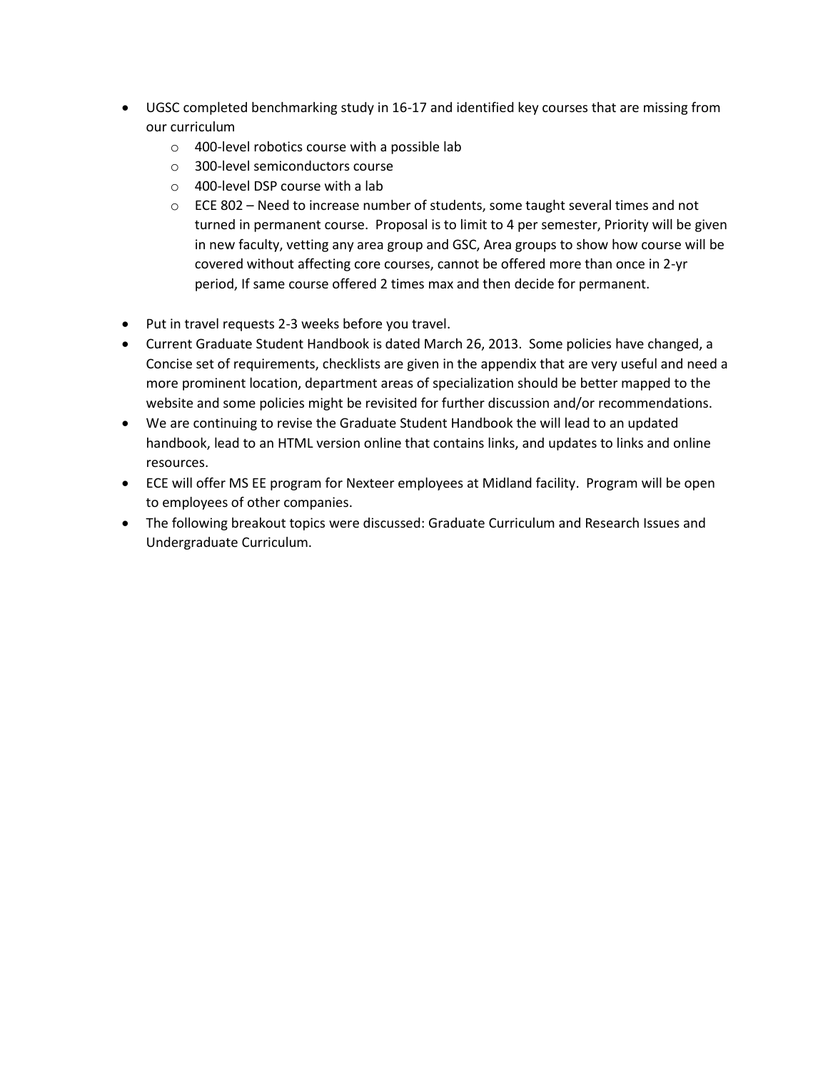- UGSC completed benchmarking study in 16-17 and identified key courses that are missing from our curriculum
  - 400-level robotics course with a possible lab
  - 300-level semiconductors course
  - 400-level DSP course with a lab
  - ECE 802 – Need to increase number of students, some taught several times and not turned in permanent course. Proposal is to limit to 4 per semester, Priority will be given in new faculty, vetting any area group and GSC, Area groups to show how course will be covered without affecting core courses, cannot be offered more than once in 2-yr period, If same course offered 2 times max and then decide for permanent.

- Put in travel requests 2-3 weeks before you travel.
- Current Graduate Student Handbook is dated March 26, 2013. Some policies have changed, a Concise set of requirements, checklists are given in the appendix that are very useful and need a more prominent location, department areas of specialization should be better mapped to the website and some policies might be revisited for further discussion and/or recommendations.
- We are continuing to revise the Graduate Student Handbook the will lead to an updated handbook, lead to an HTML version online that contains links, and updates to links and online resources.
- ECE will offer MS EE program for Nexteer employees at Midland facility. Program will be open to employees of other companies.
- The following breakout topics were discussed: Graduate Curriculum and Research Issues and Undergraduate Curriculum.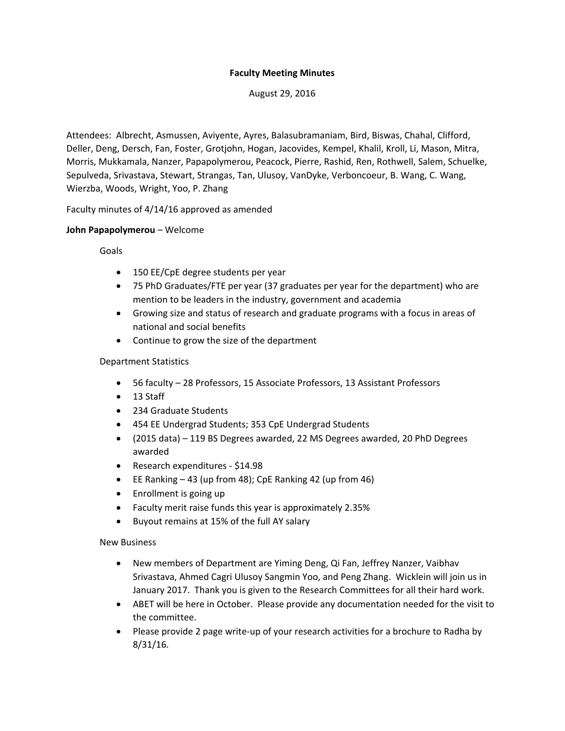**Faculty Meeting Minutes**

August 29, 2016

Attendees: Albrecht, Asmussen, Aviyente, Ayres, Balasubramaniam, Bird, Biswas, Chahal, Clifford, Deller, Deng, Dersch, Fan, Foster, Grotjohn, Hogan, Jacovides, Kempel, Khalil, Kroll, Li, Mason, Mitra, Morris, Mukkamala, Nanzer, Papapolymerou, Peacock, Pierre, Rashid, Ren, Rothwell, Salem, Schuelke, Sepulveda, Srivastava, Stewart, Strangas, Tan, Ulusoy, VanDyke, Verboncoeur, B. Wang, C. Wang, Wierzba, Woods, Wright, Yoo, P. Zhang

Faculty minutes of 4/14/16 approved as amended

**John Papapolymerou** – Welcome

Goals

- 150 EE/CpE degree students per year
- 75 PhD Graduates/FTE per year (37 graduates per year for the department) who are mention to be leaders in the industry, government and academia
- Growing size and status of research and graduate programs with a focus in areas of national and social benefits
- Continue to grow the size of the department

Department Statistics

- 56 faculty – 28 Professors, 15 Associate Professors, 13 Assistant Professors
- 13 Staff
- 234 Graduate Students
- 454 EE Undergrad Students; 353 CpE Undergrad Students
- (2015 data) – 119 BS Degrees awarded, 22 MS Degrees awarded, 20 PhD Degrees awarded
- Research expenditures - $14.98
- EE Ranking – 43 (up from 48); CpE Ranking 42 (up from 46)
- Enrollment is going up
- Faculty merit raise funds this year is approximately 2.35%
- Buyout remains at 15% of the full AY salary

New Business

- New members of Department are Yiming Deng, Qi Fan, Jeffrey Nanzer, Vaibhav Srivastava, Ahmed Cagri Ulusoy Sangmin Yoo, and Peng Zhang. Wicklein will join us in January 2017. Thank you is given to the Research Committees for all their hard work.
- ABET will be here in October. Please provide any documentation needed for the visit to the committee.
- Please provide 2 page write-up of your research activities for a brochure to Radha by 8/31/16.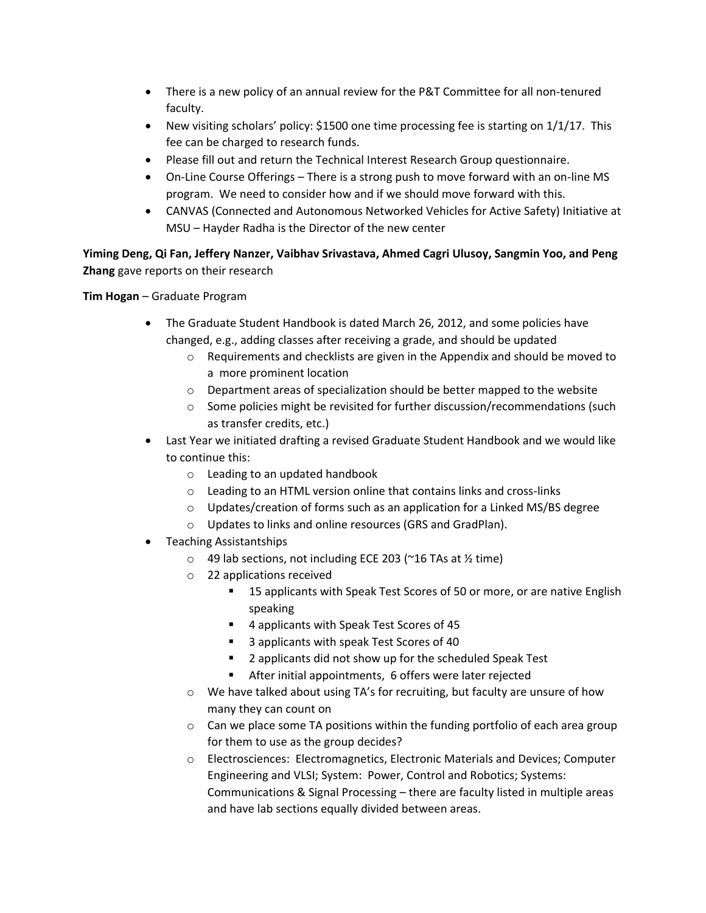- There is a new policy of an annual review for the P&T Committee for all non-tenured faculty.
- New visiting scholars' policy: $1500 one time processing fee is starting on 1/1/17. This fee can be charged to research funds.
- Please fill out and return the Technical Interest Research Group questionnaire.
- On-Line Course Offerings – There is a strong push to move forward with an on-line MS program. We need to consider how and if we should move forward with this.
- CANVAS (Connected and Autonomous Networked Vehicles for Active Safety) Initiative at MSU – Hayder Radha is the Director of the new center

**Yiming Deng, Qi Fan, Jeffery Nanzer, Vaibhav Srivastava, Ahmed Cagri Ulusoy, Sangmin Yoo, and Peng Zhang** gave reports on their research

**Tim Hogan** – Graduate Program

- The Graduate Student Handbook is dated March 26, 2012, and some policies have changed, e.g., adding classes after receiving a grade, and should be updated
  - Requirements and checklists are given in the Appendix and should be moved to a more prominent location
  - Department areas of specialization should be better mapped to the website
  - Some policies might be revisited for further discussion/recommendations (such as transfer credits, etc.)
- Last Year we initiated drafting a revised Graduate Student Handbook and we would like to continue this:
  - Leading to an updated handbook
  - Leading to an HTML version online that contains links and cross-links
  - Updates/creation of forms such as an application for a Linked MS/BS degree
  - Updates to links and online resources (GRS and GradPlan).
- Teaching Assistantships
  - 49 lab sections, not including ECE 203 (~16 TAs at ½ time)
  - 22 applications received
    - 15 applicants with Speak Test Scores of 50 or more, or are native English speaking
    - 4 applicants with Speak Test Scores of 45
    - 3 applicants with speak Test Scores of 40
    - 2 applicants did not show up for the scheduled Speak Test
    - After initial appointments, 6 offers were later rejected
  - We have talked about using TA's for recruiting, but faculty are unsure of how many they can count on
  - Can we place some TA positions within the funding portfolio of each area group for them to use as the group decides?
  - Electrosciences: Electromagnetics, Electronic Materials and Devices; Computer Engineering and VLSI; System: Power, Control and Robotics; Systems: Communications & Signal Processing – there are faculty listed in multiple areas and have lab sections equally divided between areas.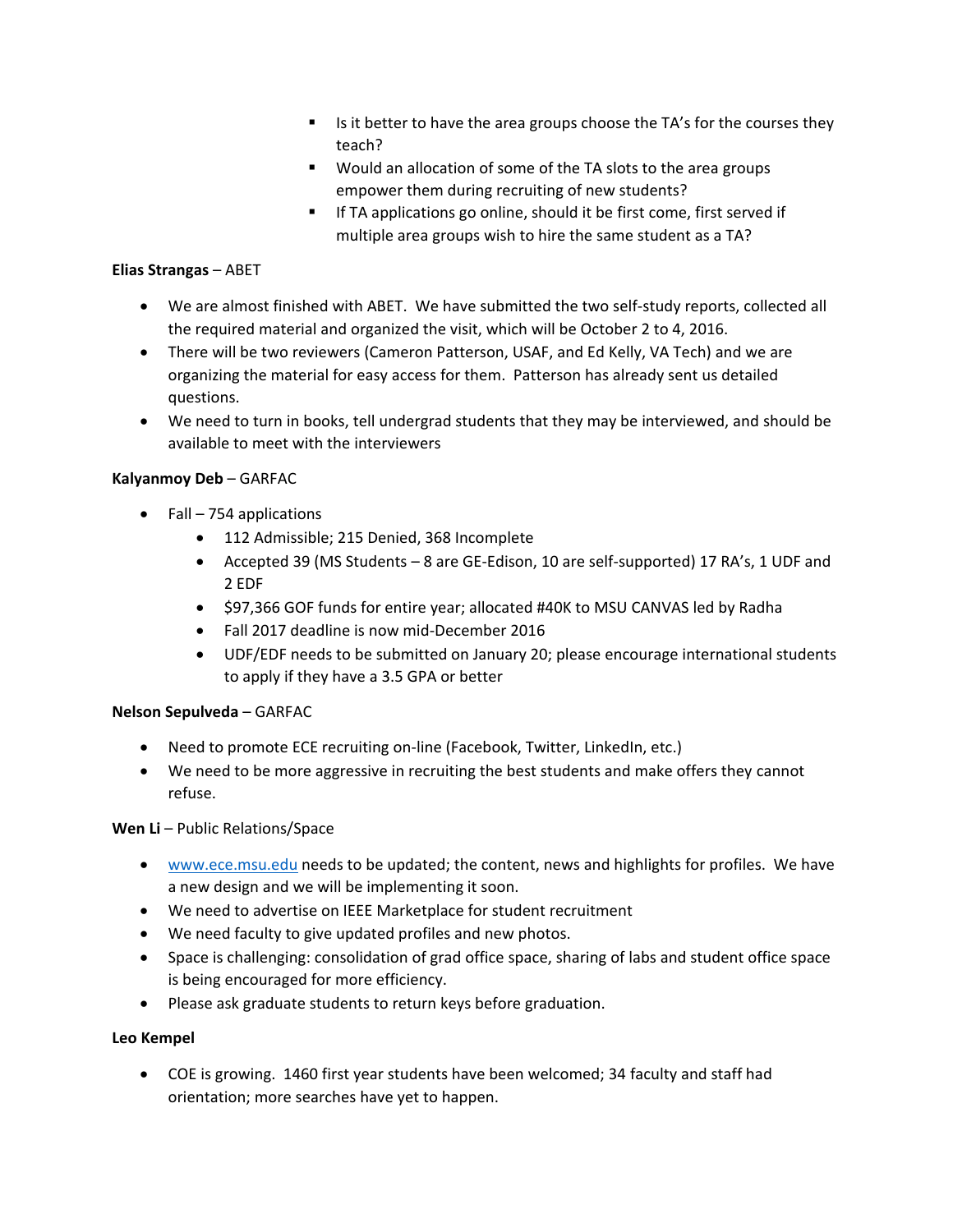- Is it better to have the area groups choose the TA's for the courses they teach?
    - Would an allocation of some of the TA slots to the area groups empower them during recruiting of new students?
    - If TA applications go online, should it be first come, first served if multiple area groups wish to hire the same student as a TA?

**Elias Strangas** – ABET

- We are almost finished with ABET. We have submitted the two self-study reports, collected all the required material and organized the visit, which will be October 2 to 4, 2016.
- There will be two reviewers (Cameron Patterson, USAF, and Ed Kelly, VA Tech) and we are organizing the material for easy access for them. Patterson has already sent us detailed questions.
- We need to turn in books, tell undergrad students that they may be interviewed, and should be available to meet with the interviewers

**Kalyanmoy Deb** – GARFAC

- Fall – 754 applications
    - 112 Admissible; 215 Denied, 368 Incomplete
    - Accepted 39 (MS Students – 8 are GE-Edison, 10 are self-supported) 17 RA's, 1 UDF and 2 EDF
    - $97,366 GOF funds for entire year; allocated #40K to MSU CANVAS led by Radha
    - Fall 2017 deadline is now mid-December 2016
    - UDF/EDF needs to be submitted on January 20; please encourage international students to apply if they have a 3.5 GPA or better

**Nelson Sepulveda** – GARFAC

- Need to promote ECE recruiting on-line (Facebook, Twitter, LinkedIn, etc.)
- We need to be more aggressive in recruiting the best students and make offers they cannot refuse.

**Wen Li** – Public Relations/Space

- www.ece.msu.edu needs to be updated; the content, news and highlights for profiles. We have a new design and we will be implementing it soon.
- We need to advertise on IEEE Marketplace for student recruitment
- We need faculty to give updated profiles and new photos.
- Space is challenging: consolidation of grad office space, sharing of labs and student office space is being encouraged for more efficiency.
- Please ask graduate students to return keys before graduation.

**Leo Kempel**

- COE is growing. 1460 first year students have been welcomed; 34 faculty and staff had orientation; more searches have yet to happen.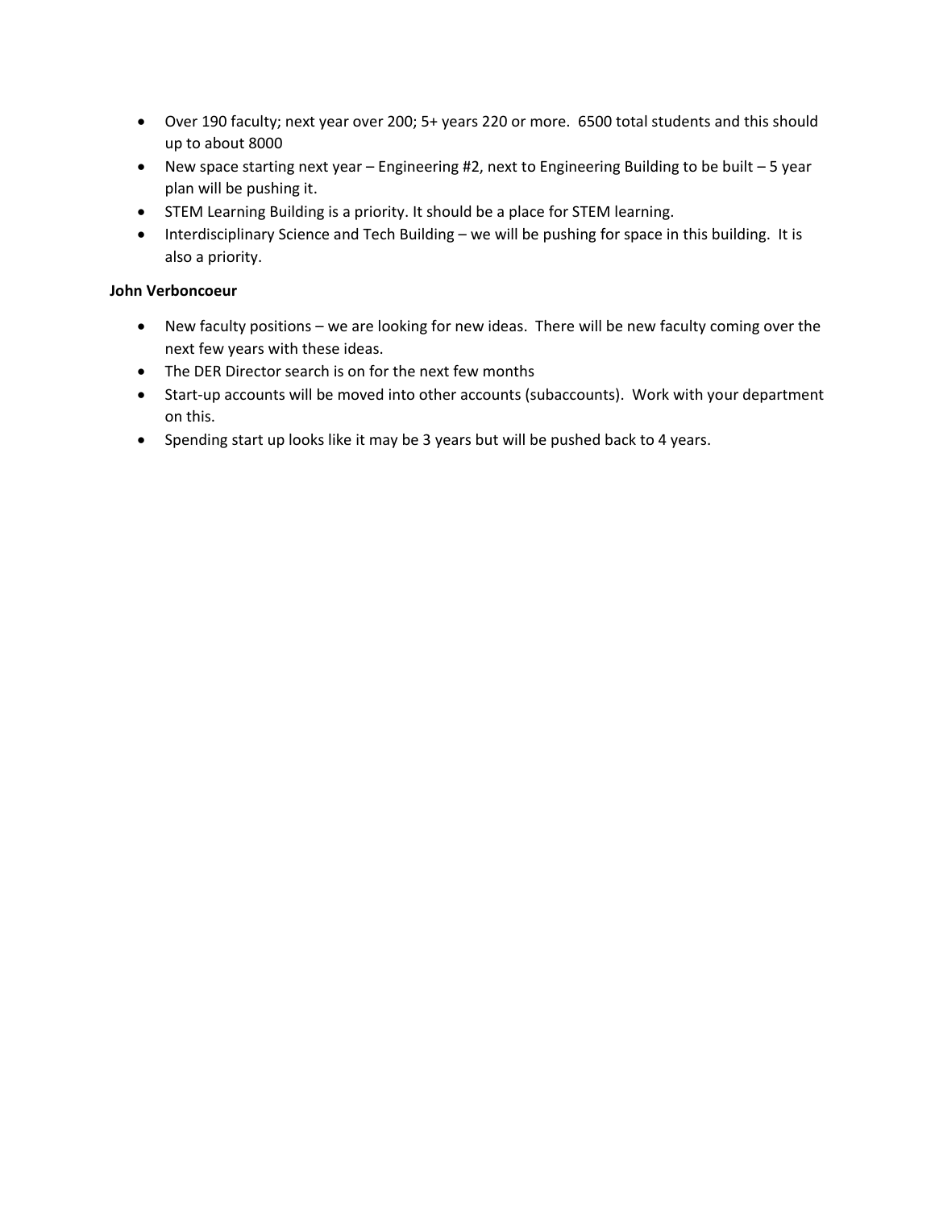- Over 190 faculty; next year over 200; 5+ years 220 or more.  6500 total students and this should up to about 8000
- New space starting next year – Engineering #2, next to Engineering Building to be built – 5 year plan will be pushing it.
- STEM Learning Building is a priority. It should be a place for STEM learning.
- Interdisciplinary Science and Tech Building – we will be pushing for space in this building.  It is also a priority.

**John Verboncoeur**

- New faculty positions – we are looking for new ideas.  There will be new faculty coming over the next few years with these ideas.
- The DER Director search is on for the next few months
- Start-up accounts will be moved into other accounts (subaccounts).  Work with your department on this.
- Spending start up looks like it may be 3 years but will be pushed back to 4 years.